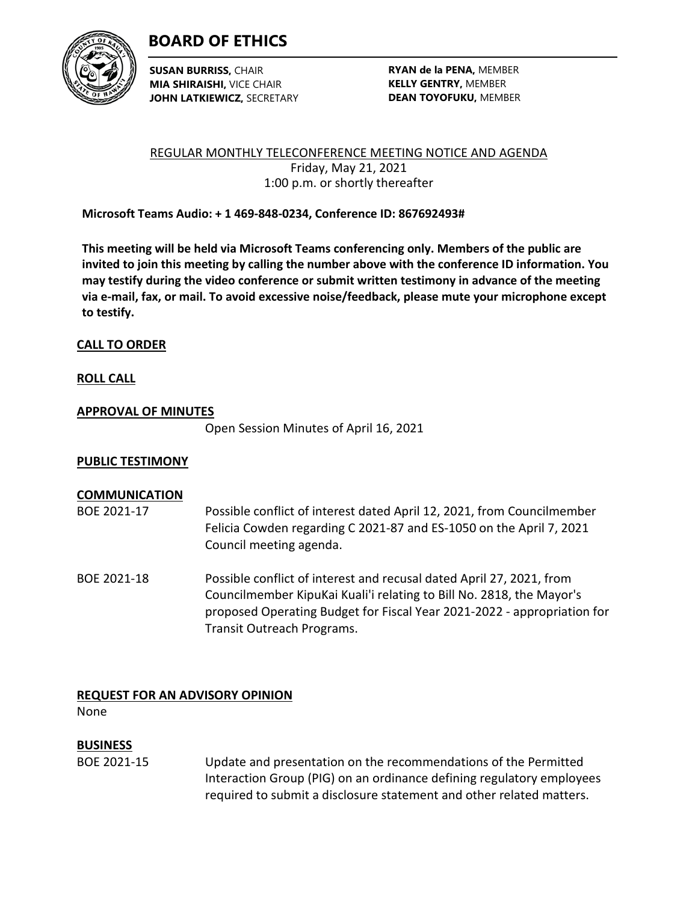# BOARD OF ETHICS

**SUSAN BURRISS,** CHAIR
**MIA SHIRAISHI,** VICE CHAIR
**JOHN LATKIEWICZ,** SECRETARY

**RYAN de la PENA,** MEMBER
**KELLY GENTRY,** MEMBER
**DEAN TOYOFUKU,** MEMBER

REGULAR MONTHLY TELECONFERENCE MEETING NOTICE AND AGENDA
Friday, May 21, 2021
1:00 p.m. or shortly thereafter

**Microsoft Teams Audio: + 1 469-848-0234, Conference ID: 867692493#**

**This meeting will be held via Microsoft Teams conferencing only. Members of the public are invited to join this meeting by calling the number above with the conference ID information. You may testify during the video conference or submit written testimony in advance of the meeting via e-mail, fax, or mail. To avoid excessive noise/feedback, please mute your microphone except to testify.**

**CALL TO ORDER**

**ROLL CALL**

**APPROVAL OF MINUTES**

Open Session Minutes of April 16, 2021

**PUBLIC TESTIMONY**

**COMMUNICATION**

BOE 2021-17 Possible conflict of interest dated April 12, 2021, from Councilmember Felicia Cowden regarding C 2021-87 and ES-1050 on the April 7, 2021 Council meeting agenda.

BOE 2021-18 Possible conflict of interest and recusal dated April 27, 2021, from Councilmember KipuKai Kuali'i relating to Bill No. 2818, the Mayor's proposed Operating Budget for Fiscal Year 2021-2022 - appropriation for Transit Outreach Programs.

**REQUEST FOR AN ADVISORY OPINION**

None

**BUSINESS**

BOE 2021-15 Update and presentation on the recommendations of the Permitted Interaction Group (PIG) on an ordinance defining regulatory employees required to submit a disclosure statement and other related matters.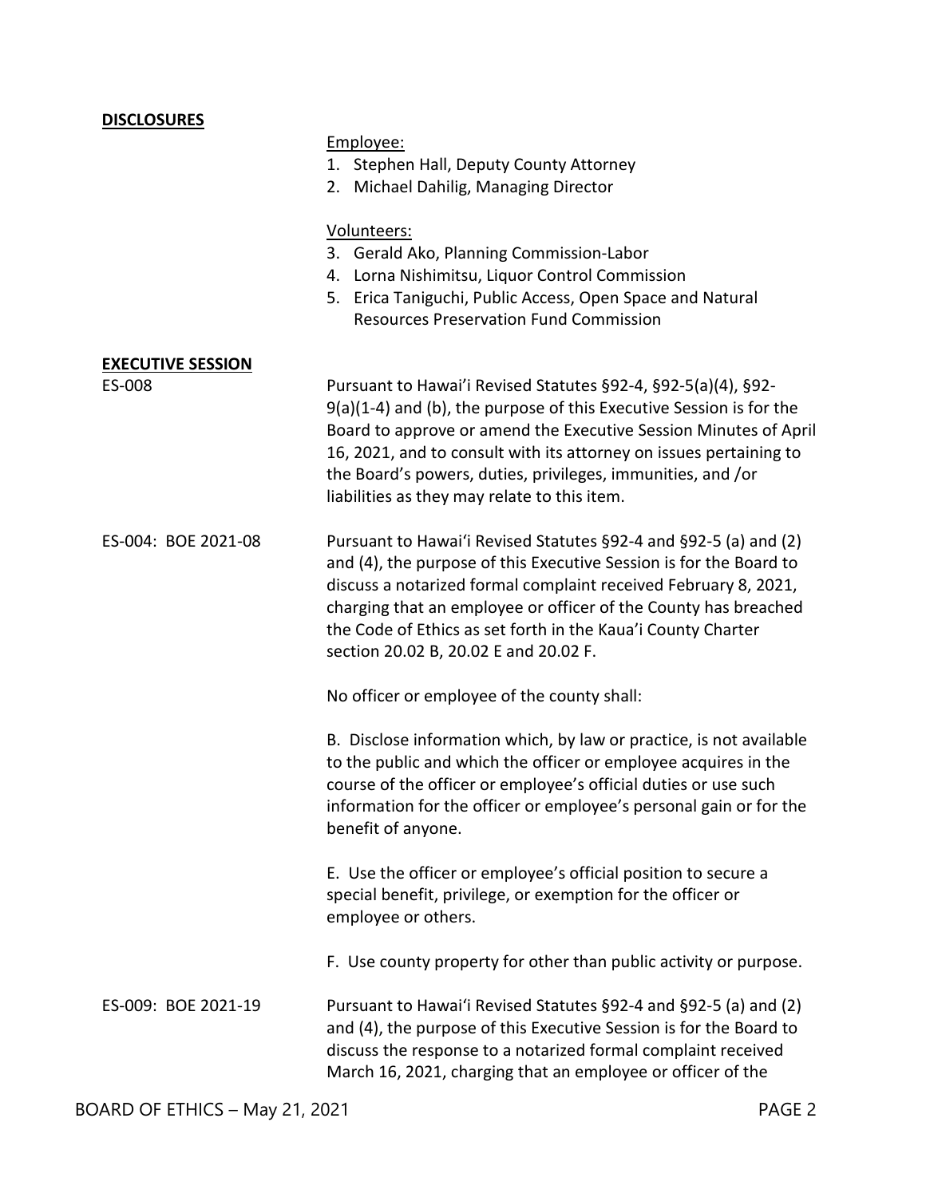**DISCLOSURES**

Employee:

1. Stephen Hall, Deputy County Attorney
2. Michael Dahilig, Managing Director

Volunteers:

3. Gerald Ako, Planning Commission-Labor
4. Lorna Nishimitsu, Liquor Control Commission
5. Erica Taniguchi, Public Access, Open Space and Natural Resources Preservation Fund Commission

**EXECUTIVE SESSION**

ES-008

Pursuant to Hawai'i Revised Statutes §92-4, §92-5(a)(4), §92-9(a)(1-4) and (b), the purpose of this Executive Session is for the Board to approve or amend the Executive Session Minutes of April 16, 2021, and to consult with its attorney on issues pertaining to the Board's powers, duties, privileges, immunities, and /or liabilities as they may relate to this item.

ES-004: BOE 2021-08

Pursuant to Hawai'i Revised Statutes §92-4 and §92-5 (a) and (2) and (4), the purpose of this Executive Session is for the Board to discuss a notarized formal complaint received February 8, 2021, charging that an employee or officer of the County has breached the Code of Ethics as set forth in the Kaua'i County Charter section 20.02 B, 20.02 E and 20.02 F.

No officer or employee of the county shall:

B. Disclose information which, by law or practice, is not available to the public and which the officer or employee acquires in the course of the officer or employee's official duties or use such information for the officer or employee's personal gain or for the benefit of anyone.

E. Use the officer or employee's official position to secure a special benefit, privilege, or exemption for the officer or employee or others.

F. Use county property for other than public activity or purpose.

ES-009: BOE 2021-19

Pursuant to Hawai'i Revised Statutes §92-4 and §92-5 (a) and (2) and (4), the purpose of this Executive Session is for the Board to discuss the response to a notarized formal complaint received March 16, 2021, charging that an employee or officer of the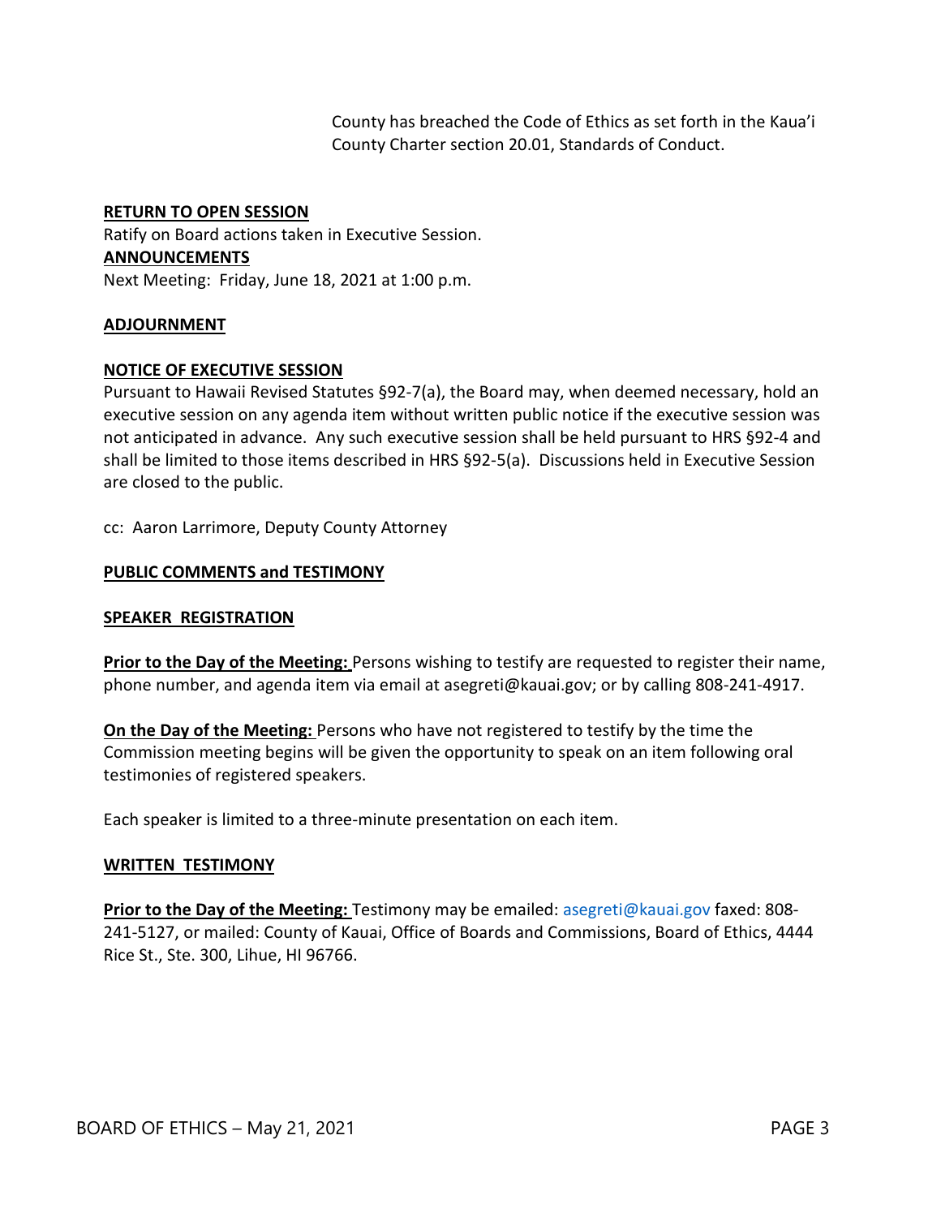County has breached the Code of Ethics as set forth in the Kaua'i County Charter section 20.01, Standards of Conduct.

**RETURN TO OPEN SESSION**

Ratify on Board actions taken in Executive Session.

**ANNOUNCEMENTS**

Next Meeting: Friday, June 18, 2021 at 1:00 p.m.

**ADJOURNMENT**

**NOTICE OF EXECUTIVE SESSION**

Pursuant to Hawaii Revised Statutes §92-7(a), the Board may, when deemed necessary, hold an executive session on any agenda item without written public notice if the executive session was not anticipated in advance. Any such executive session shall be held pursuant to HRS §92-4 and shall be limited to those items described in HRS §92-5(a). Discussions held in Executive Session are closed to the public.

cc: Aaron Larrimore, Deputy County Attorney

**PUBLIC COMMENTS and TESTIMONY**

**SPEAKER REGISTRATION**

**Prior to the Day of the Meeting:** Persons wishing to testify are requested to register their name, phone number, and agenda item via email at asegreti@kauai.gov; or by calling 808-241-4917.

**On the Day of the Meeting:** Persons who have not registered to testify by the time the Commission meeting begins will be given the opportunity to speak on an item following oral testimonies of registered speakers.

Each speaker is limited to a three-minute presentation on each item.

**WRITTEN TESTIMONY**

**Prior to the Day of the Meeting:** Testimony may be emailed: asegreti@kauai.gov faxed: 808-241-5127, or mailed: County of Kauai, Office of Boards and Commissions, Board of Ethics, 4444 Rice St., Ste. 300, Lihue, HI 96766.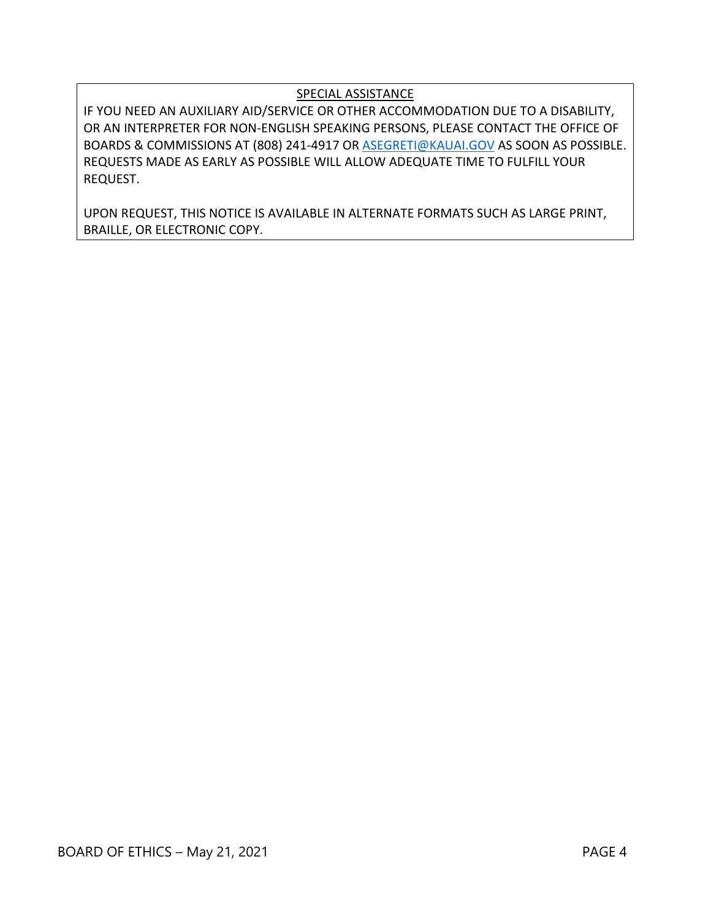<u>SPECIAL ASSISTANCE</u>

IF YOU NEED AN AUXILIARY AID/SERVICE OR OTHER ACCOMMODATION DUE TO A DISABILITY, OR AN INTERPRETER FOR NON-ENGLISH SPEAKING PERSONS, PLEASE CONTACT THE OFFICE OF BOARDS & COMMISSIONS AT (808) 241-4917 OR ASEGRETI@KAUAI.GOV AS SOON AS POSSIBLE. REQUESTS MADE AS EARLY AS POSSIBLE WILL ALLOW ADEQUATE TIME TO FULFILL YOUR REQUEST.

UPON REQUEST, THIS NOTICE IS AVAILABLE IN ALTERNATE FORMATS SUCH AS LARGE PRINT, BRAILLE, OR ELECTRONIC COPY.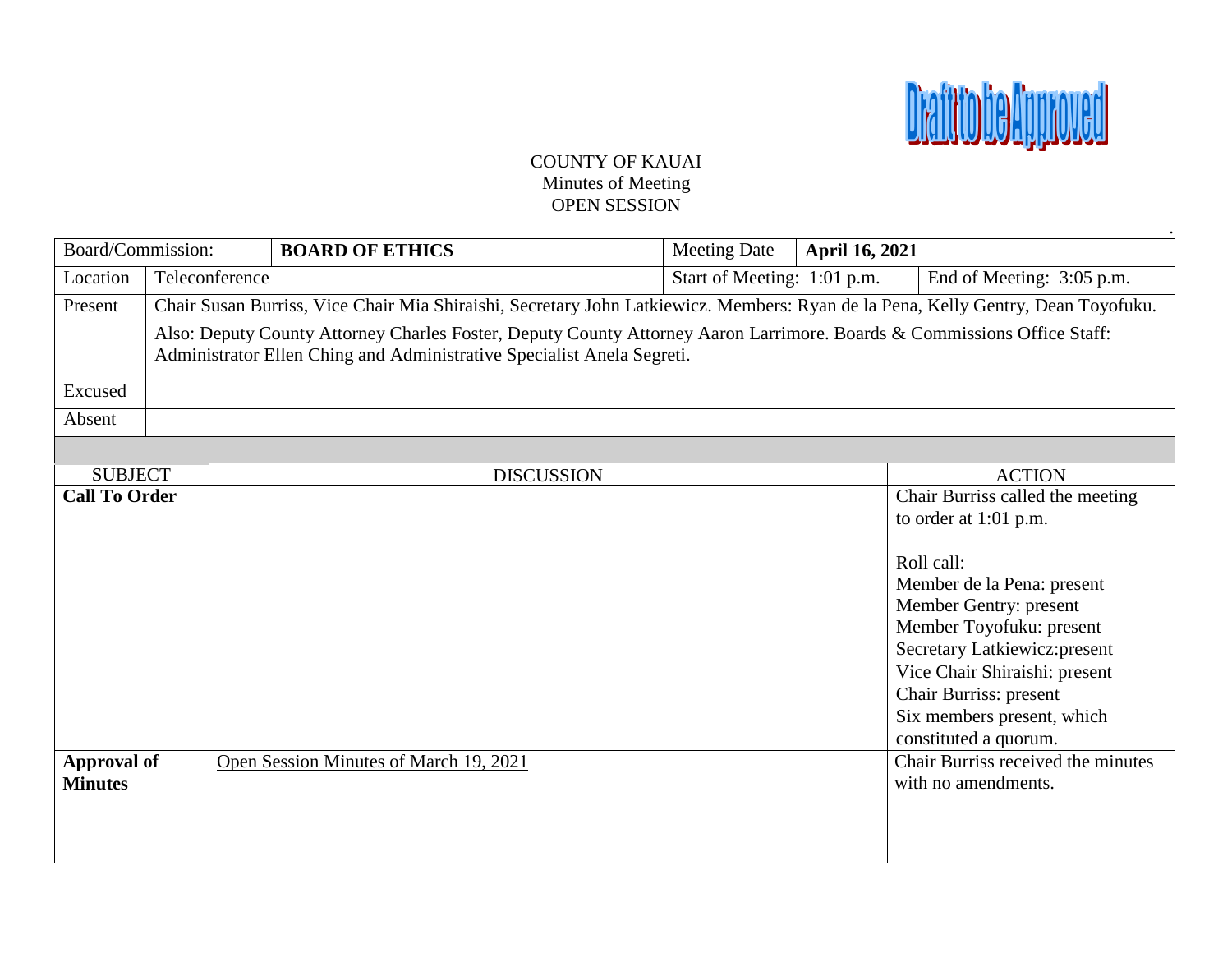**Draft to be Approved**

COUNTY OF KAUAI
Minutes of Meeting
OPEN SESSION

| Board/Commission: | **BOARD OF ETHICS** | Meeting Date | **April 16, 2021** |
|---|---|---|---|
| Location | Teleconference | Start of Meeting: 1:01 p.m. | End of Meeting: 3:05 p.m. |
| Present | Chair Susan Burriss, Vice Chair Mia Shiraishi, Secretary John Latkiewicz. Members: Ryan de la Pena, Kelly Gentry, Dean Toyofuku.<br><br>Also: Deputy County Attorney Charles Foster, Deputy County Attorney Aaron Larrimore. Boards & Commissions Office Staff: Administrator Ellen Ching and Administrative Specialist Anela Segreti. | | |
| Excused | | | |
| Absent | | | |

| SUBJECT | DISCUSSION | ACTION |
|---|---|---|
| **Call To Order** | | Chair Burriss called the meeting to order at 1:01 p.m.<br><br>Roll call:<br>Member de la Pena: present<br>Member Gentry: present<br>Member Toyofuku: present<br>Secretary Latkiewicz:present<br>Vice Chair Shiraishi: present<br>Chair Burriss: present<br>Six members present, which constituted a quorum. |
| **Approval of Minutes** | <u>Open Session Minutes of March 19, 2021</u> | Chair Burriss received the minutes with no amendments. |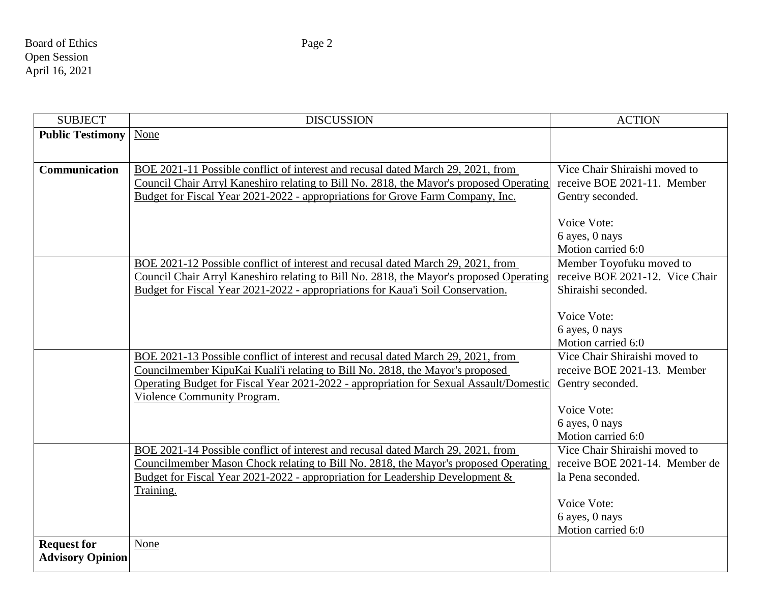| SUBJECT | DISCUSSION | ACTION |
|---|---|---|
| **Public Testimony** | None | |
| **Communication** | BOE 2021-11 Possible conflict of interest and recusal dated March 29, 2021, from Council Chair Arryl Kaneshiro relating to Bill No. 2818, the Mayor's proposed Operating Budget for Fiscal Year 2021-2022 - appropriations for Grove Farm Company, Inc. | Vice Chair Shiraishi moved to receive BOE 2021-11. Member Gentry seconded.<br><br>Voice Vote:<br>6 ayes, 0 nays<br>Motion carried 6:0 |
| | BOE 2021-12 Possible conflict of interest and recusal dated March 29, 2021, from Council Chair Arryl Kaneshiro relating to Bill No. 2818, the Mayor's proposed Operating Budget for Fiscal Year 2021-2022 - appropriations for Kaua'i Soil Conservation. | Member Toyofuku moved to receive BOE 2021-12. Vice Chair Shiraishi seconded.<br><br>Voice Vote:<br>6 ayes, 0 nays<br>Motion carried 6:0 |
| | BOE 2021-13 Possible conflict of interest and recusal dated March 29, 2021, from Councilmember KipuKai Kuali'i relating to Bill No. 2818, the Mayor's proposed Operating Budget for Fiscal Year 2021-2022 - appropriation for Sexual Assault/Domestic Violence Community Program. | Vice Chair Shiraishi moved to receive BOE 2021-13. Member Gentry seconded.<br><br>Voice Vote:<br>6 ayes, 0 nays<br>Motion carried 6:0 |
| | BOE 2021-14 Possible conflict of interest and recusal dated March 29, 2021, from Councilmember Mason Chock relating to Bill No. 2818, the Mayor's proposed Operating Budget for Fiscal Year 2021-2022 - appropriation for Leadership Development & Training. | Vice Chair Shiraishi moved to receive BOE 2021-14. Member de la Pena seconded.<br><br>Voice Vote:<br>6 ayes, 0 nays<br>Motion carried 6:0 |
| **Request for Advisory Opinion** | None | |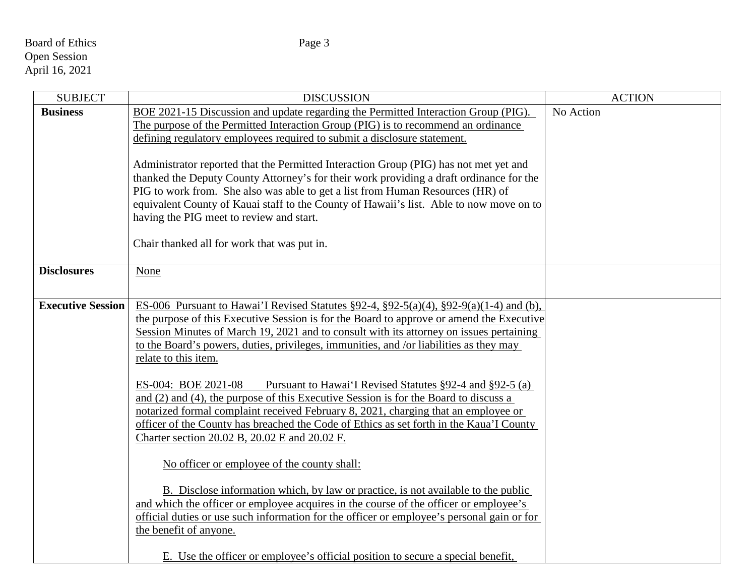| SUBJECT | DISCUSSION | ACTION |
|---|---|---|
| **Business** | BOE 2021-15 Discussion and update regarding the Permitted Interaction Group (PIG). The purpose of the Permitted Interaction Group (PIG) is to recommend an ordinance defining regulatory employees required to submit a disclosure statement.<br><br>Administrator reported that the Permitted Interaction Group (PIG) has not met yet and thanked the Deputy County Attorney's for their work providing a draft ordinance for the PIG to work from. She also was able to get a list from Human Resources (HR) of equivalent County of Kauai staff to the County of Hawaii's list. Able to now move on to having the PIG meet to review and start.<br><br>Chair thanked all for work that was put in. | No Action |
| **Disclosures** | None | |
| **Executive Session** | ES-006 Pursuant to Hawai'I Revised Statutes §92-4, §92-5(a)(4), §92-9(a)(1-4) and (b), the purpose of this Executive Session is for the Board to approve or amend the Executive Session Minutes of March 19, 2021 and to consult with its attorney on issues pertaining to the Board's powers, duties, privileges, immunities, and /or liabilities as they may relate to this item.<br><br>ES-004: BOE 2021-08 Pursuant to Hawai'I Revised Statutes §92-4 and §92-5 (a) and (2) and (4), the purpose of this Executive Session is for the Board to discuss a notarized formal complaint received February 8, 2021, charging that an employee or officer of the County has breached the Code of Ethics as set forth in the Kaua'I County Charter section 20.02 B, 20.02 E and 20.02 F.<br><br>No officer or employee of the county shall:<br><br>B. Disclose information which, by law or practice, is not available to the public and which the officer or employee acquires in the course of the officer or employee's official duties or use such information for the officer or employee's personal gain or for the benefit of anyone.<br><br>E. Use the officer or employee's official position to secure a special benefit, | |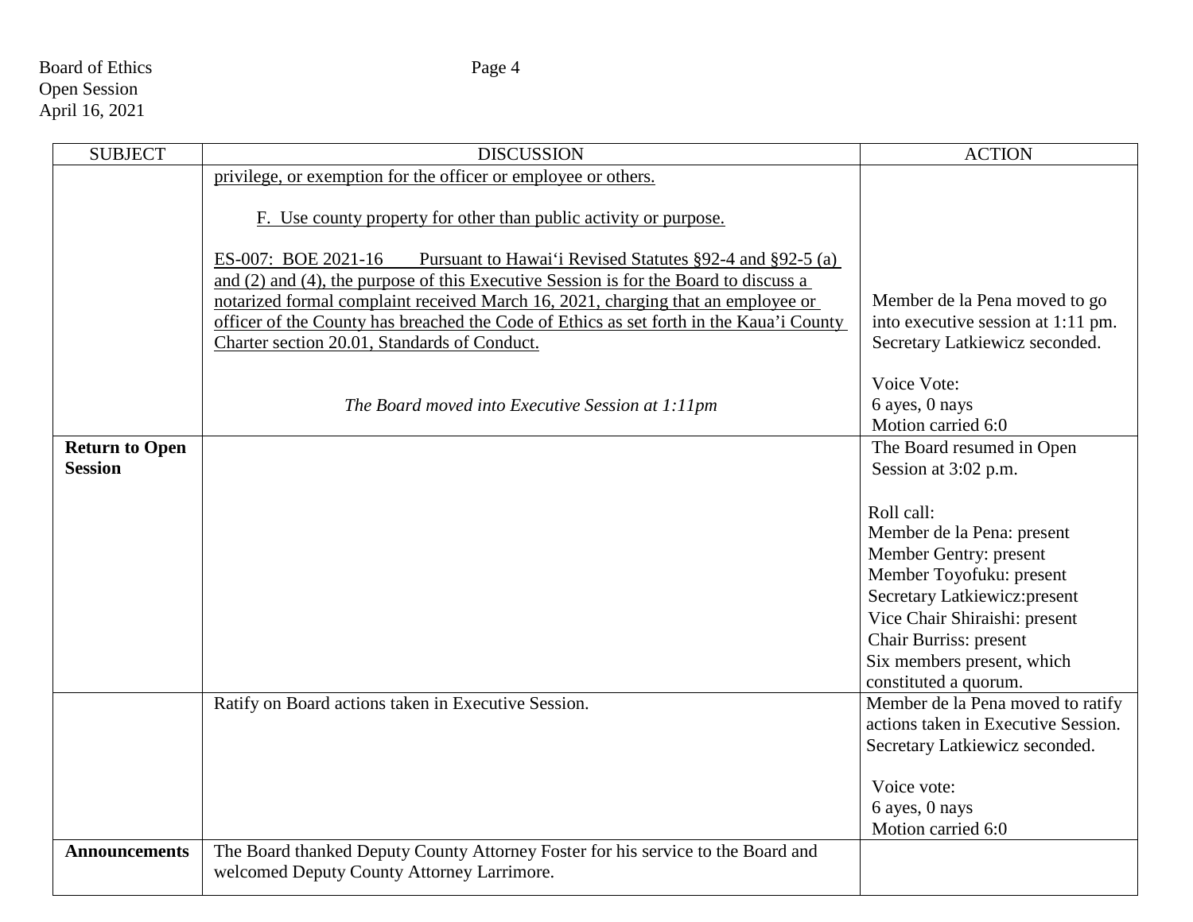| SUBJECT | DISCUSSION | ACTION |
|---|---|---|
| | privilege, or exemption for the officer or employee or others.<br><br>F. Use county property for other than public activity or purpose.<br><br>ES-007: BOE 2021-16 Pursuant to Hawai'i Revised Statutes §92-4 and §92-5 (a) and (2) and (4), the purpose of this Executive Session is for the Board to discuss a notarized formal complaint received March 16, 2021, charging that an employee or officer of the County has breached the Code of Ethics as set forth in the Kaua'i County Charter section 20.01, Standards of Conduct.<br><br>*The Board moved into Executive Session at 1:11pm* | Member de la Pena moved to go into executive session at 1:11 pm. Secretary Latkiewicz seconded.<br><br>Voice Vote:<br>6 ayes, 0 nays<br>Motion carried 6:0 |
| **Return to Open Session** | | The Board resumed in Open Session at 3:02 p.m.<br><br>Roll call:<br>Member de la Pena: present<br>Member Gentry: present<br>Member Toyofuku: present<br>Secretary Latkiewicz:present<br>Vice Chair Shiraishi: present<br>Chair Burriss: present<br>Six members present, which constituted a quorum. |
| | Ratify on Board actions taken in Executive Session. | Member de la Pena moved to ratify actions taken in Executive Session. Secretary Latkiewicz seconded.<br><br>Voice vote:<br>6 ayes, 0 nays<br>Motion carried 6:0 |
| **Announcements** | The Board thanked Deputy County Attorney Foster for his service to the Board and welcomed Deputy County Attorney Larrimore. | |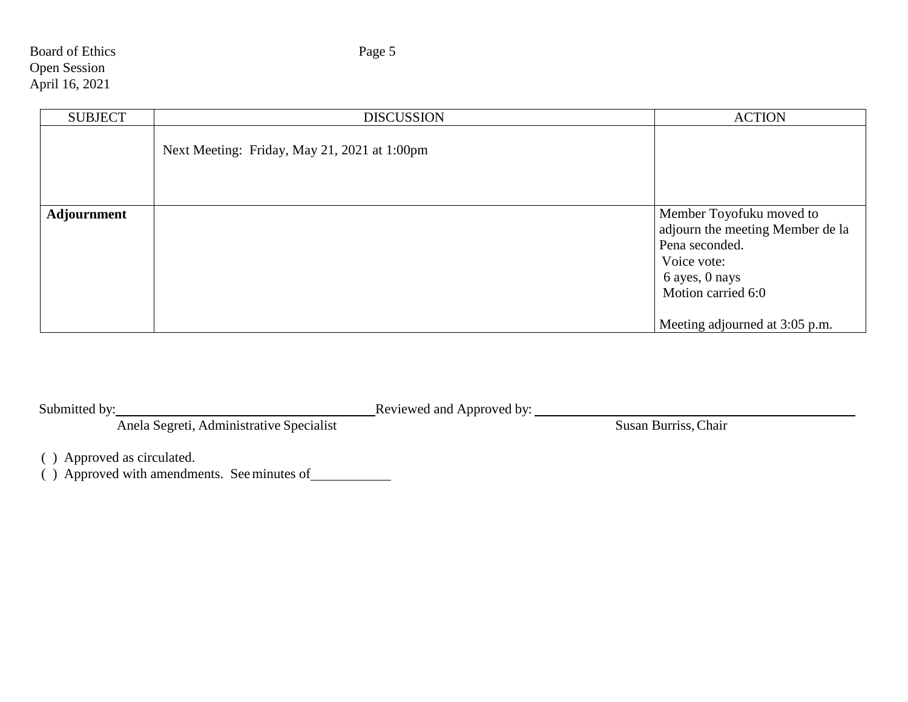| SUBJECT | DISCUSSION | ACTION |
|---|---|---|
| | Next Meeting: Friday, May 21, 2021 at 1:00pm | |
| **Adjournment** | | Member Toyofuku moved to adjourn the meeting Member de la Pena seconded.<br>Voice vote:<br>6 ayes, 0 nays<br>Motion carried 6:0<br><br>Meeting adjourned at 3:05 p.m. |

Submitted by:\_\_\_\_\_\_\_\_\_\_\_\_\_\_\_\_\_\_\_\_\_\_\_\_\_\_\_\_\_\_ Reviewed and Approved by: \_\_\_\_\_\_\_\_\_\_\_\_\_\_\_\_\_\_\_\_\_\_\_\_\_\_\_\_\_\_

Anela Segreti, Administrative Specialist    Susan Burriss, Chair

( ) Approved as circulated.

( ) Approved with amendments. See minutes of\_\_\_\_\_\_\_\_\_\_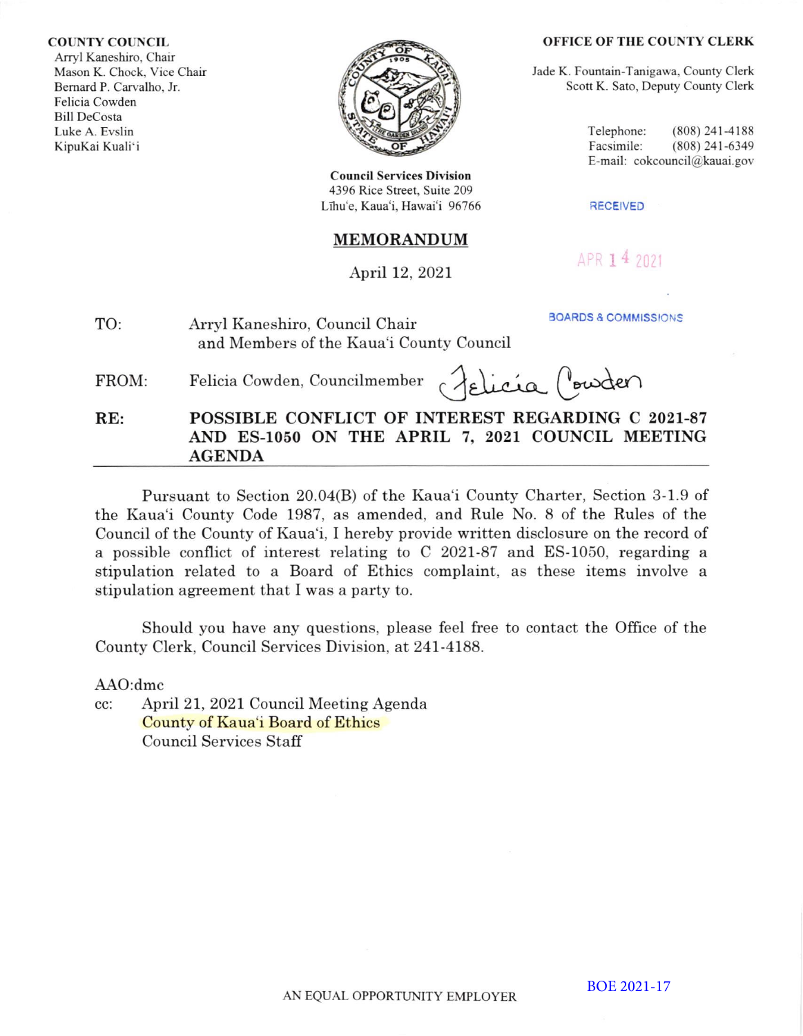**COUNTY COUNCIL**
Arryl Kaneshiro, Chair
Mason K. Chock, Vice Chair
Bernard P. Carvalho, Jr.
Felicia Cowden
Bill DeCosta
Luke A. Evslin
KipuKai Kuali'i

**OFFICE OF THE COUNTY CLERK**
Jade K. Fountain-Tanigawa, County Clerk
Scott K. Sato, Deputy County Clerk

Telephone: (808) 241-4188
Facsimile: (808) 241-6349
E-mail: cokcouncil@kauai.gov

**Council Services Division**
4396 Rice Street, Suite 209
Līhu'e, Kaua'i, Hawai'i 96766

RECEIVED

APR 14 2021

BOARDS & COMMISSIONS

## MEMORANDUM

April 12, 2021

TO: Arryl Kaneshiro, Council Chair and Members of the Kaua'i County Council

FROM: Felicia Cowden, Councilmember *Felicia Cowden*

**RE: POSSIBLE CONFLICT OF INTEREST REGARDING C 2021-87 AND ES-1050 ON THE APRIL 7, 2021 COUNCIL MEETING AGENDA**

Pursuant to Section 20.04(B) of the Kaua'i County Charter, Section 3-1.9 of the Kaua'i County Code 1987, as amended, and Rule No. 8 of the Rules of the Council of the County of Kaua'i, I hereby provide written disclosure on the record of a possible conflict of interest relating to C 2021-87 and ES-1050, regarding a stipulation related to a Board of Ethics complaint, as these items involve a stipulation agreement that I was a party to.

Should you have any questions, please feel free to contact the Office of the County Clerk, Council Services Division, at 241-4188.

AAO:dmc

cc: April 21, 2021 Council Meeting Agenda
County of Kaua'i Board of Ethics
Council Services Staff

AN EQUAL OPPORTUNITY EMPLOYER

BOE 2021-17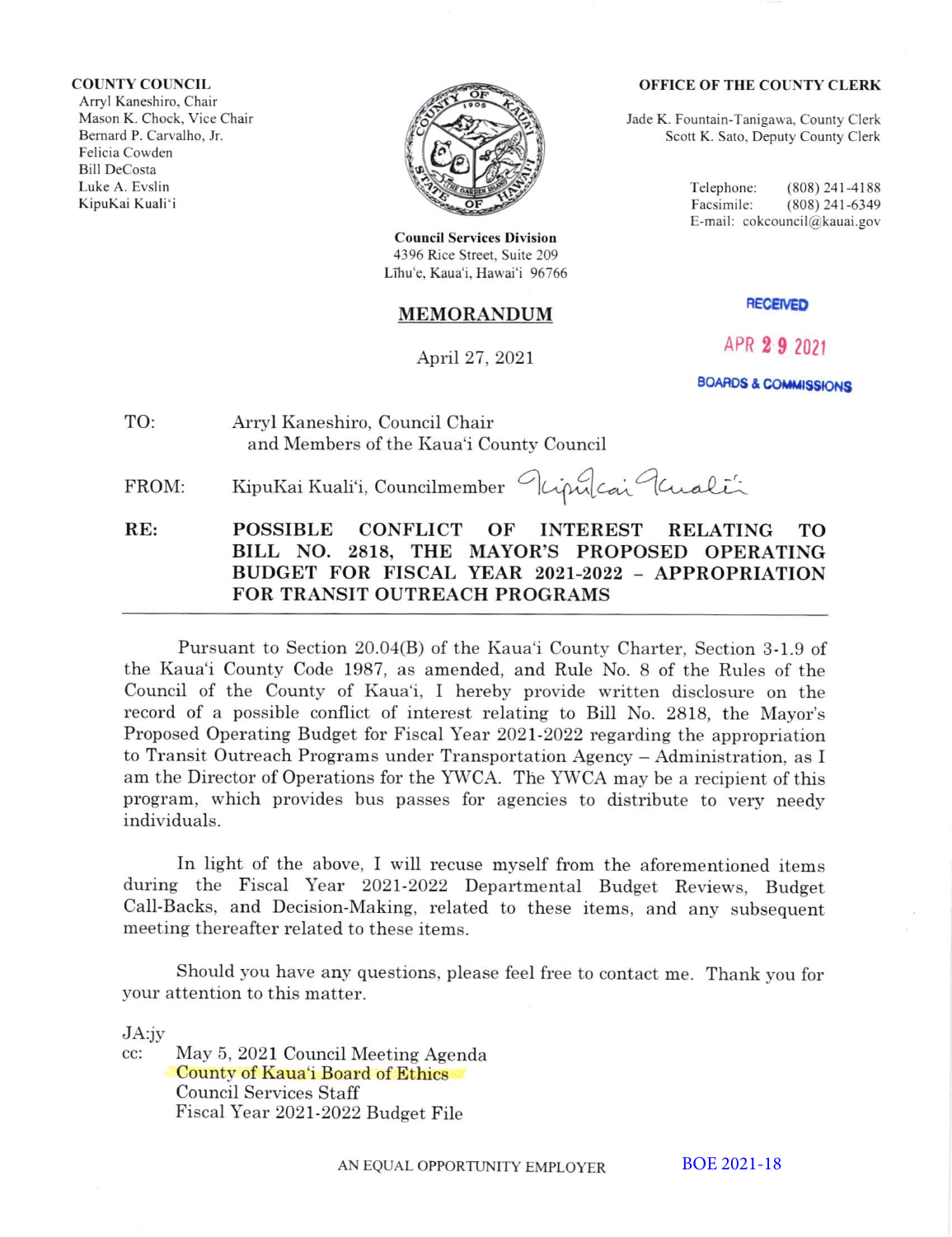**COUNTY COUNCIL**
Arryl Kaneshiro, Chair
Mason K. Chock, Vice Chair
Bernard P. Carvalho, Jr.
Felicia Cowden
Bill DeCosta
Luke A. Evslin
KipuKai Kuali'i

**OFFICE OF THE COUNTY CLERK**

Jade K. Fountain-Tanigawa, County Clerk
Scott K. Sato, Deputy County Clerk

Telephone: (808) 241-4188
Facsimile: (808) 241-6349
E-mail: cokcouncil@kauai.gov

**Council Services Division**
4396 Rice Street, Suite 209
Līhu'e, Kaua'i, Hawai'i 96766

RECEIVED
APR 29 2021
BOARDS & COMMISSIONS

## MEMORANDUM

April 27, 2021

TO: Arryl Kaneshiro, Council Chair and Members of the Kaua'i County Council

FROM: KipuKai Kuali'i, Councilmember

**RE: POSSIBLE CONFLICT OF INTEREST RELATING TO BILL NO. 2818, THE MAYOR'S PROPOSED OPERATING BUDGET FOR FISCAL YEAR 2021-2022 – APPROPRIATION FOR TRANSIT OUTREACH PROGRAMS**

Pursuant to Section 20.04(B) of the Kaua'i County Charter, Section 3-1.9 of the Kaua'i County Code 1987, as amended, and Rule No. 8 of the Rules of the Council of the County of Kaua'i, I hereby provide written disclosure on the record of a possible conflict of interest relating to Bill No. 2818, the Mayor's Proposed Operating Budget for Fiscal Year 2021-2022 regarding the appropriation to Transit Outreach Programs under Transportation Agency – Administration, as I am the Director of Operations for the YWCA. The YWCA may be a recipient of this program, which provides bus passes for agencies to distribute to very needy individuals.

In light of the above, I will recuse myself from the aforementioned items during the Fiscal Year 2021-2022 Departmental Budget Reviews, Budget Call-Backs, and Decision-Making, related to these items, and any subsequent meeting thereafter related to these items.

Should you have any questions, please feel free to contact me. Thank you for your attention to this matter.

JA:jy

cc: May 5, 2021 Council Meeting Agenda
County of Kaua'i Board of Ethics
Council Services Staff
Fiscal Year 2021-2022 Budget File

AN EQUAL OPPORTUNITY EMPLOYER

BOE 2021-18